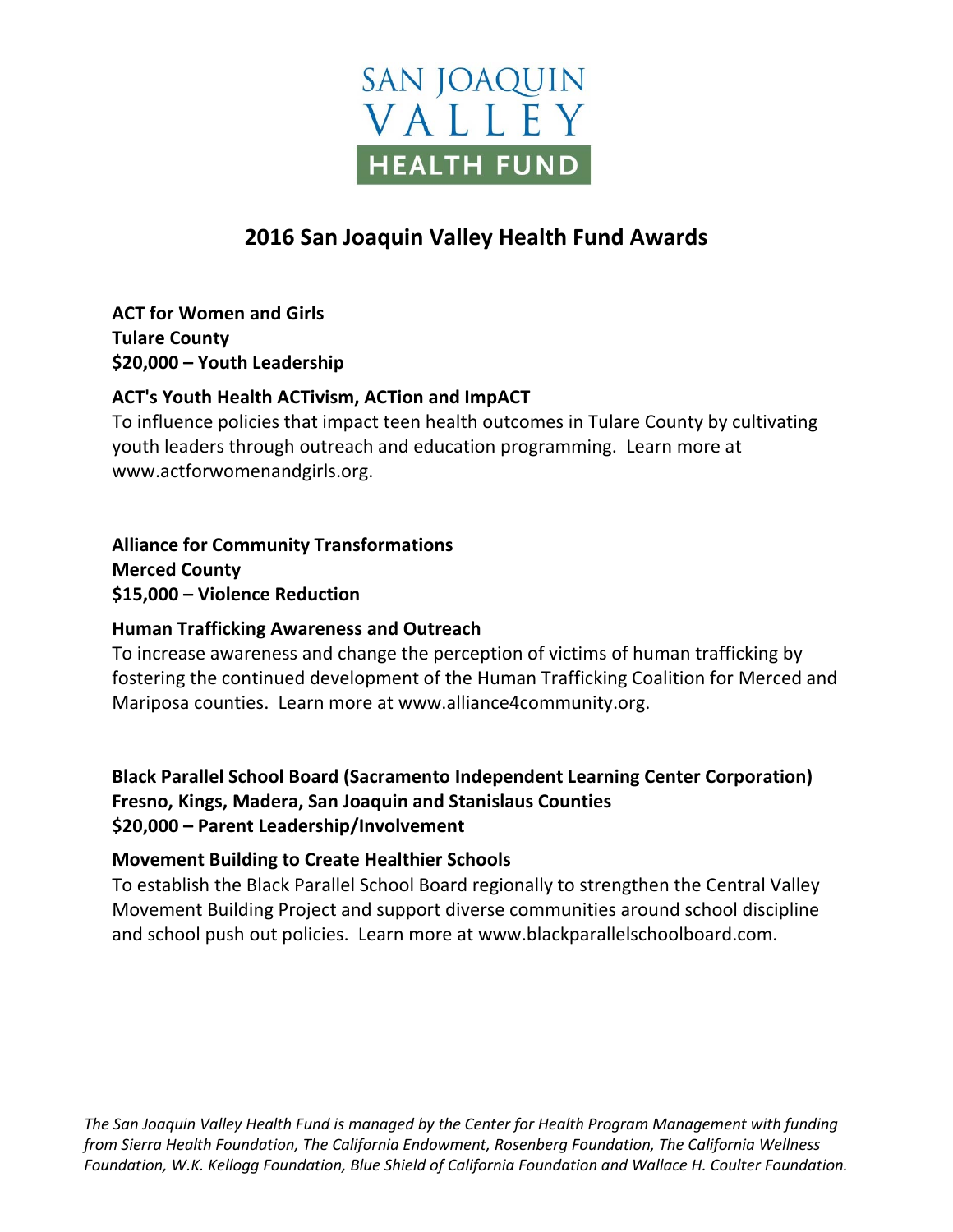SAN JOAQUIN VALLEY HEALTH FUND

# 2016 San Joaquin Valley Health Fund Awards

**ACT for Women and Girls**
**Tulare County**
**$20,000 – Youth Leadership**

**ACT's Youth Health ACTivism, ACTion and ImpACT**
To influence policies that impact teen health outcomes in Tulare County by cultivating youth leaders through outreach and education programming. Learn more at www.actforwomenandgirls.org.

**Alliance for Community Transformations**
**Merced County**
**$15,000 – Violence Reduction**

**Human Trafficking Awareness and Outreach**
To increase awareness and change the perception of victims of human trafficking by fostering the continued development of the Human Trafficking Coalition for Merced and Mariposa counties. Learn more at www.alliance4community.org.

**Black Parallel School Board (Sacramento Independent Learning Center Corporation)**
**Fresno, Kings, Madera, San Joaquin and Stanislaus Counties**
**$20,000 – Parent Leadership/Involvement**

**Movement Building to Create Healthier Schools**
To establish the Black Parallel School Board regionally to strengthen the Central Valley Movement Building Project and support diverse communities around school discipline and school push out policies. Learn more at www.blackparallelschoolboard.com.

*The San Joaquin Valley Health Fund is managed by the Center for Health Program Management with funding from Sierra Health Foundation, The California Endowment, Rosenberg Foundation, The California Wellness Foundation, W.K. Kellogg Foundation, Blue Shield of California Foundation and Wallace H. Coulter Foundation.*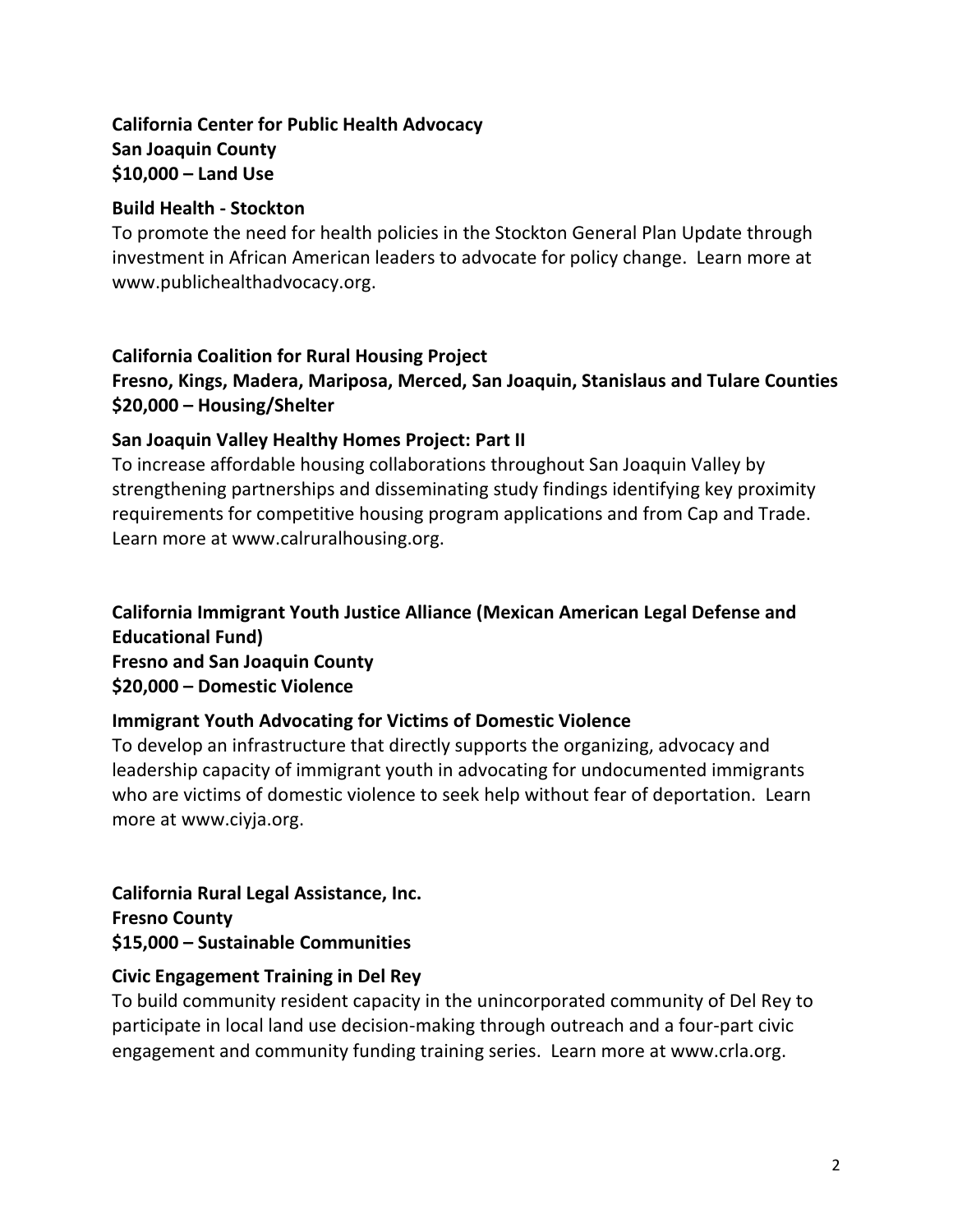**California Center for Public Health Advocacy**
**San Joaquin County**
**$10,000 – Land Use**

**Build Health - Stockton**

To promote the need for health policies in the Stockton General Plan Update through investment in African American leaders to advocate for policy change. Learn more at www.publichealthadvocacy.org.

**California Coalition for Rural Housing Project**
**Fresno, Kings, Madera, Mariposa, Merced, San Joaquin, Stanislaus and Tulare Counties**
**$20,000 – Housing/Shelter**

**San Joaquin Valley Healthy Homes Project: Part II**

To increase affordable housing collaborations throughout San Joaquin Valley by strengthening partnerships and disseminating study findings identifying key proximity requirements for competitive housing program applications and from Cap and Trade. Learn more at www.calruralhousing.org.

**California Immigrant Youth Justice Alliance (Mexican American Legal Defense and Educational Fund)**
**Fresno and San Joaquin County**
**$20,000 – Domestic Violence**

**Immigrant Youth Advocating for Victims of Domestic Violence**

To develop an infrastructure that directly supports the organizing, advocacy and leadership capacity of immigrant youth in advocating for undocumented immigrants who are victims of domestic violence to seek help without fear of deportation. Learn more at www.ciyja.org.

**California Rural Legal Assistance, Inc.**
**Fresno County**
**$15,000 – Sustainable Communities**

**Civic Engagement Training in Del Rey**

To build community resident capacity in the unincorporated community of Del Rey to participate in local land use decision-making through outreach and a four-part civic engagement and community funding training series. Learn more at www.crla.org.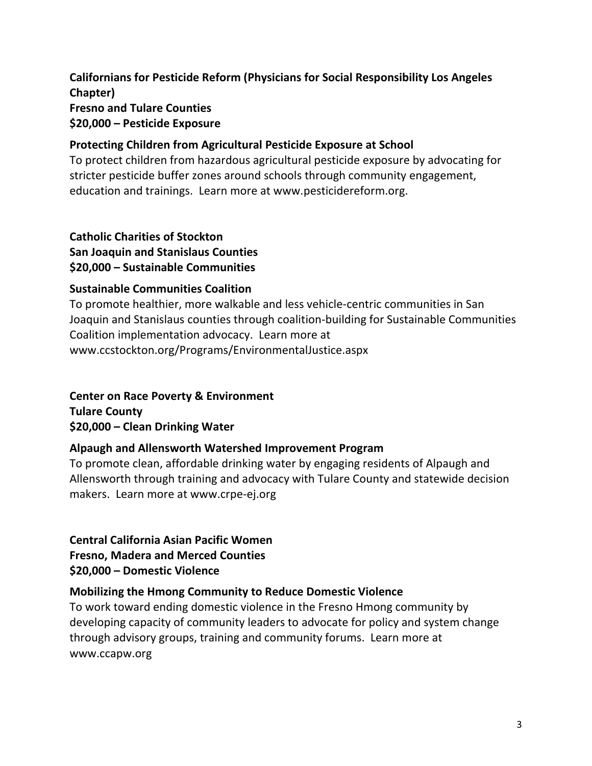**Californians for Pesticide Reform (Physicians for Social Responsibility Los Angeles Chapter)**
**Fresno and Tulare Counties**
**$20,000 – Pesticide Exposure**

**Protecting Children from Agricultural Pesticide Exposure at School**

To protect children from hazardous agricultural pesticide exposure by advocating for stricter pesticide buffer zones around schools through community engagement, education and trainings. Learn more at www.pesticidereform.org.

**Catholic Charities of Stockton**
**San Joaquin and Stanislaus Counties**
**$20,000 – Sustainable Communities**

**Sustainable Communities Coalition**

To promote healthier, more walkable and less vehicle-centric communities in San Joaquin and Stanislaus counties through coalition-building for Sustainable Communities Coalition implementation advocacy. Learn more at www.ccstockton.org/Programs/EnvironmentalJustice.aspx

**Center on Race Poverty & Environment**
**Tulare County**
**$20,000 – Clean Drinking Water**

**Alpaugh and Allensworth Watershed Improvement Program**

To promote clean, affordable drinking water by engaging residents of Alpaugh and Allensworth through training and advocacy with Tulare County and statewide decision makers. Learn more at www.crpe-ej.org

**Central California Asian Pacific Women**
**Fresno, Madera and Merced Counties**
**$20,000 – Domestic Violence**

**Mobilizing the Hmong Community to Reduce Domestic Violence**

To work toward ending domestic violence in the Fresno Hmong community by developing capacity of community leaders to advocate for policy and system change through advisory groups, training and community forums. Learn more at www.ccapw.org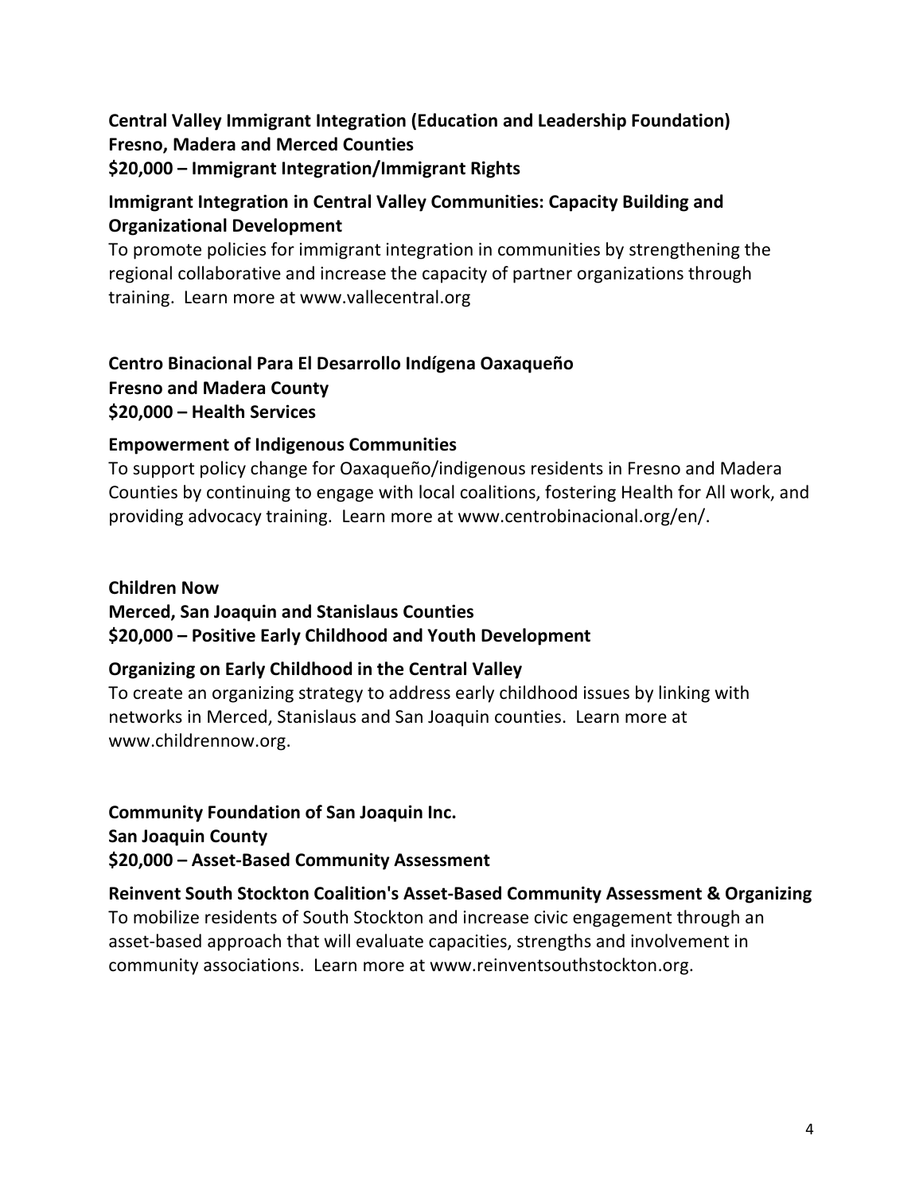**Central Valley Immigrant Integration (Education and Leadership Foundation)**
**Fresno, Madera and Merced Counties**
**$20,000 – Immigrant Integration/Immigrant Rights**

**Immigrant Integration in Central Valley Communities: Capacity Building and Organizational Development**
To promote policies for immigrant integration in communities by strengthening the regional collaborative and increase the capacity of partner organizations through training. Learn more at www.vallecentral.org

**Centro Binacional Para El Desarrollo Indígena Oaxaqueño**
**Fresno and Madera County**
**$20,000 – Health Services**

**Empowerment of Indigenous Communities**
To support policy change for Oaxaqueño/indigenous residents in Fresno and Madera Counties by continuing to engage with local coalitions, fostering Health for All work, and providing advocacy training. Learn more at www.centrobinacional.org/en/.

**Children Now**
**Merced, San Joaquin and Stanislaus Counties**
**$20,000 – Positive Early Childhood and Youth Development**

**Organizing on Early Childhood in the Central Valley**
To create an organizing strategy to address early childhood issues by linking with networks in Merced, Stanislaus and San Joaquin counties. Learn more at www.childrennow.org.

**Community Foundation of San Joaquin Inc.**
**San Joaquin County**
**$20,000 – Asset-Based Community Assessment**

**Reinvent South Stockton Coalition's Asset-Based Community Assessment & Organizing**
To mobilize residents of South Stockton and increase civic engagement through an asset-based approach that will evaluate capacities, strengths and involvement in community associations. Learn more at www.reinventsouthstockton.org.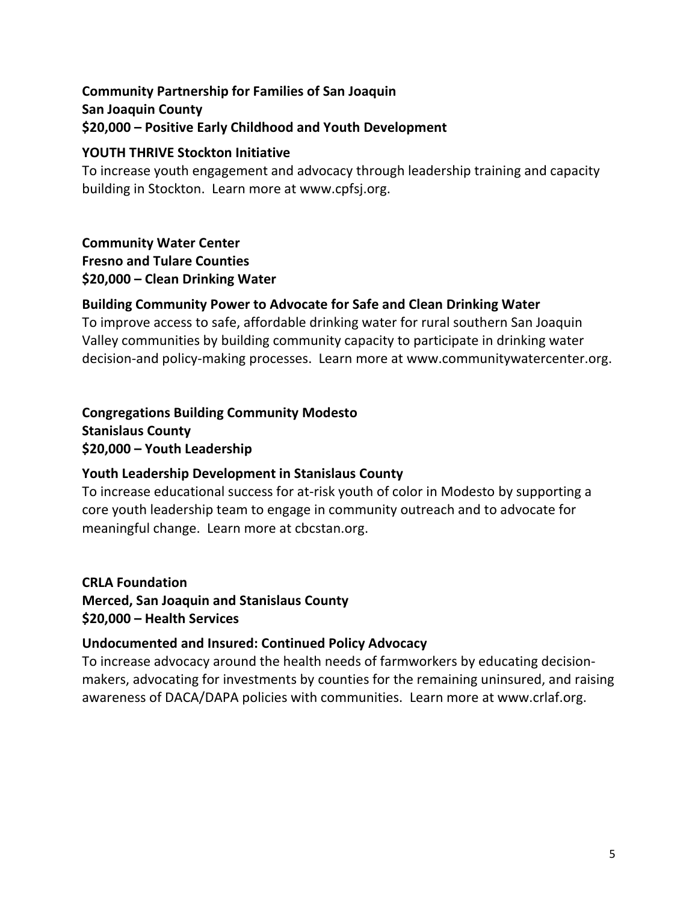**Community Partnership for Families of San Joaquin**
**San Joaquin County**
**$20,000 – Positive Early Childhood and Youth Development**

**YOUTH THRIVE Stockton Initiative**
To increase youth engagement and advocacy through leadership training and capacity building in Stockton. Learn more at www.cpfsj.org.

**Community Water Center**
**Fresno and Tulare Counties**
**$20,000 – Clean Drinking Water**

**Building Community Power to Advocate for Safe and Clean Drinking Water**
To improve access to safe, affordable drinking water for rural southern San Joaquin Valley communities by building community capacity to participate in drinking water decision-and policy-making processes. Learn more at www.communitywatercenter.org.

**Congregations Building Community Modesto**
**Stanislaus County**
**$20,000 – Youth Leadership**

**Youth Leadership Development in Stanislaus County**
To increase educational success for at-risk youth of color in Modesto by supporting a core youth leadership team to engage in community outreach and to advocate for meaningful change. Learn more at cbcstan.org.

**CRLA Foundation**
**Merced, San Joaquin and Stanislaus County**
**$20,000 – Health Services**

**Undocumented and Insured: Continued Policy Advocacy**
To increase advocacy around the health needs of farmworkers by educating decision-makers, advocating for investments by counties for the remaining uninsured, and raising awareness of DACA/DAPA policies with communities. Learn more at www.crlaf.org.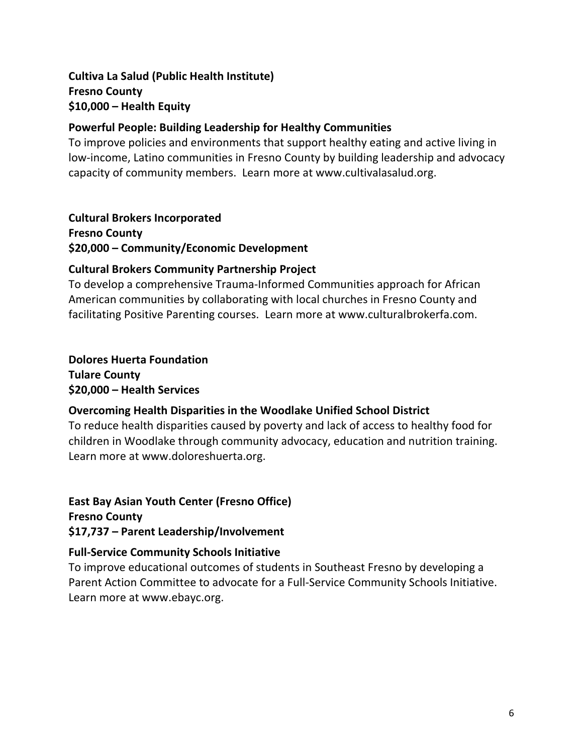**Cultiva La Salud (Public Health Institute)**
**Fresno County**
**$10,000 – Health Equity**

**Powerful People: Building Leadership for Healthy Communities**
To improve policies and environments that support healthy eating and active living in low-income, Latino communities in Fresno County by building leadership and advocacy capacity of community members. Learn more at www.cultivalasalud.org.

**Cultural Brokers Incorporated**
**Fresno County**
**$20,000 – Community/Economic Development**

**Cultural Brokers Community Partnership Project**
To develop a comprehensive Trauma-Informed Communities approach for African American communities by collaborating with local churches in Fresno County and facilitating Positive Parenting courses. Learn more at www.culturalbrokerfa.com.

**Dolores Huerta Foundation**
**Tulare County**
**$20,000 – Health Services**

**Overcoming Health Disparities in the Woodlake Unified School District**
To reduce health disparities caused by poverty and lack of access to healthy food for children in Woodlake through community advocacy, education and nutrition training. Learn more at www.doloreshuerta.org.

**East Bay Asian Youth Center (Fresno Office)**
**Fresno County**
**$17,737 – Parent Leadership/Involvement**

**Full-Service Community Schools Initiative**
To improve educational outcomes of students in Southeast Fresno by developing a Parent Action Committee to advocate for a Full-Service Community Schools Initiative. Learn more at www.ebayc.org.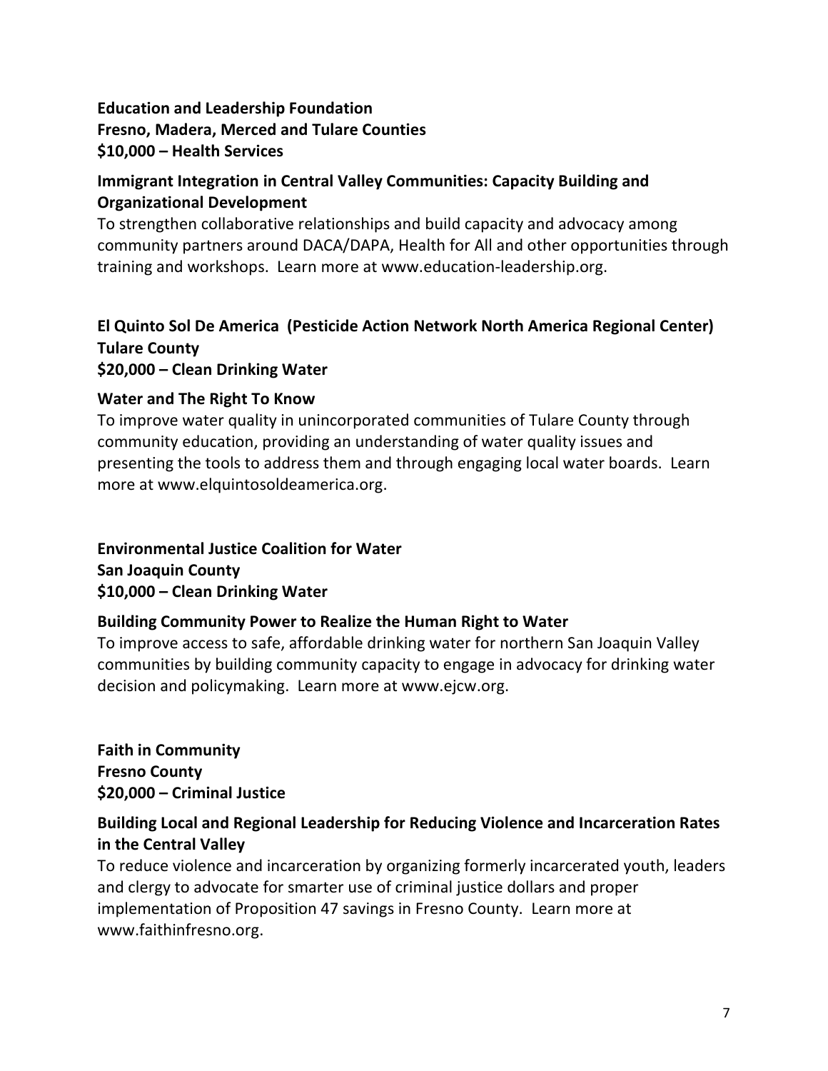**Education and Leadership Foundation**
**Fresno, Madera, Merced and Tulare Counties**
**$10,000 – Health Services**

**Immigrant Integration in Central Valley Communities: Capacity Building and Organizational Development**

To strengthen collaborative relationships and build capacity and advocacy among community partners around DACA/DAPA, Health for All and other opportunities through training and workshops. Learn more at www.education-leadership.org.

**El Quinto Sol De America (Pesticide Action Network North America Regional Center)**
**Tulare County**
**$20,000 – Clean Drinking Water**

**Water and The Right To Know**

To improve water quality in unincorporated communities of Tulare County through community education, providing an understanding of water quality issues and presenting the tools to address them and through engaging local water boards. Learn more at www.elquintosoldeamerica.org.

**Environmental Justice Coalition for Water**
**San Joaquin County**
**$10,000 – Clean Drinking Water**

**Building Community Power to Realize the Human Right to Water**

To improve access to safe, affordable drinking water for northern San Joaquin Valley communities by building community capacity to engage in advocacy for drinking water decision and policymaking. Learn more at www.ejcw.org.

**Faith in Community**
**Fresno County**
**$20,000 – Criminal Justice**

**Building Local and Regional Leadership for Reducing Violence and Incarceration Rates in the Central Valley**

To reduce violence and incarceration by organizing formerly incarcerated youth, leaders and clergy to advocate for smarter use of criminal justice dollars and proper implementation of Proposition 47 savings in Fresno County. Learn more at www.faithinfresno.org.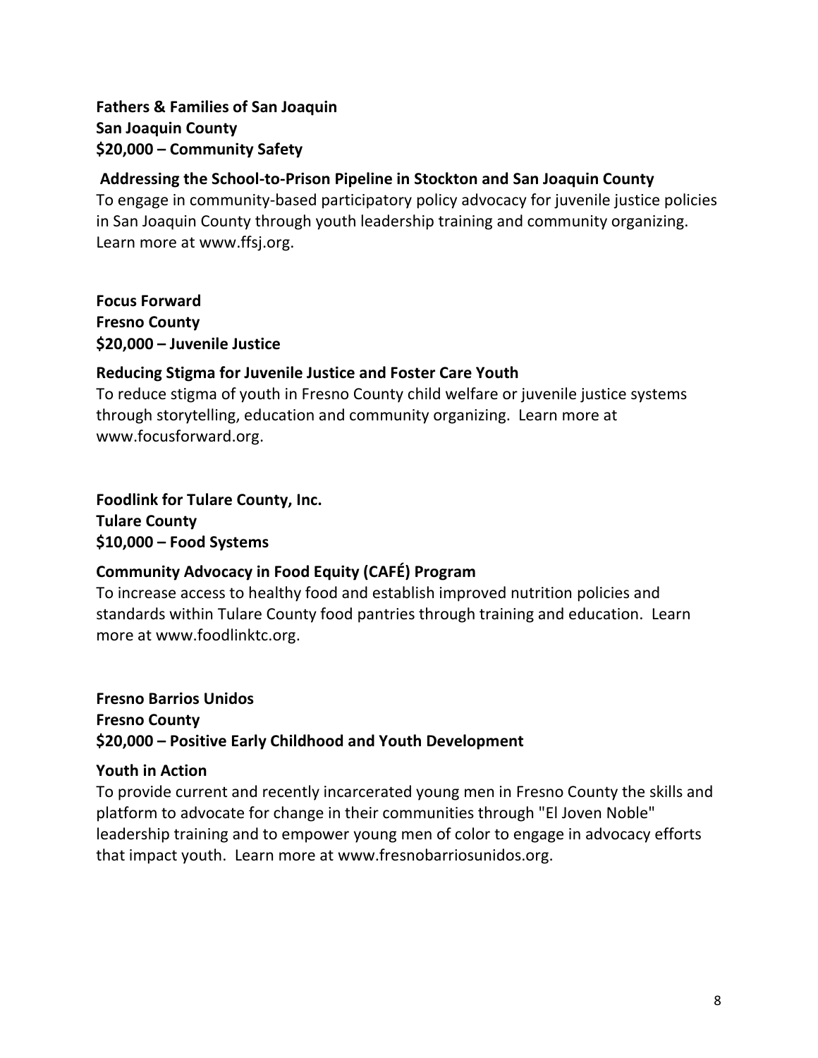**Fathers & Families of San Joaquin**
**San Joaquin County**
**$20,000 – Community Safety**

**Addressing the School-to-Prison Pipeline in Stockton and San Joaquin County**
To engage in community-based participatory policy advocacy for juvenile justice policies in San Joaquin County through youth leadership training and community organizing. Learn more at www.ffsj.org.

**Focus Forward**
**Fresno County**
**$20,000 – Juvenile Justice**

**Reducing Stigma for Juvenile Justice and Foster Care Youth**
To reduce stigma of youth in Fresno County child welfare or juvenile justice systems through storytelling, education and community organizing. Learn more at www.focusforward.org.

**Foodlink for Tulare County, Inc.**
**Tulare County**
**$10,000 – Food Systems**

**Community Advocacy in Food Equity (CAFÉ) Program**
To increase access to healthy food and establish improved nutrition policies and standards within Tulare County food pantries through training and education. Learn more at www.foodlinktc.org.

**Fresno Barrios Unidos**
**Fresno County**
**$20,000 – Positive Early Childhood and Youth Development**

**Youth in Action**
To provide current and recently incarcerated young men in Fresno County the skills and platform to advocate for change in their communities through "El Joven Noble" leadership training and to empower young men of color to engage in advocacy efforts that impact youth. Learn more at www.fresnobarriosunidos.org.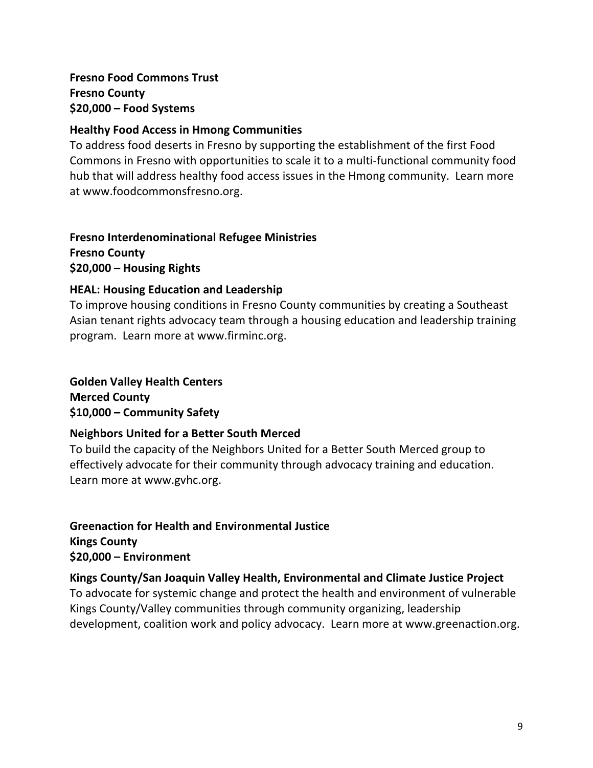**Fresno Food Commons Trust**
**Fresno County**
**$20,000 – Food Systems**

**Healthy Food Access in Hmong Communities**

To address food deserts in Fresno by supporting the establishment of the first Food Commons in Fresno with opportunities to scale it to a multi-functional community food hub that will address healthy food access issues in the Hmong community. Learn more at www.foodcommonsfresno.org.

**Fresno Interdenominational Refugee Ministries**
**Fresno County**
**$20,000 – Housing Rights**

**HEAL: Housing Education and Leadership**

To improve housing conditions in Fresno County communities by creating a Southeast Asian tenant rights advocacy team through a housing education and leadership training program. Learn more at www.firminc.org.

**Golden Valley Health Centers**
**Merced County**
**$10,000 – Community Safety**

**Neighbors United for a Better South Merced**

To build the capacity of the Neighbors United for a Better South Merced group to effectively advocate for their community through advocacy training and education. Learn more at www.gvhc.org.

**Greenaction for Health and Environmental Justice**
**Kings County**
**$20,000 – Environment**

**Kings County/San Joaquin Valley Health, Environmental and Climate Justice Project**

To advocate for systemic change and protect the health and environment of vulnerable Kings County/Valley communities through community organizing, leadership development, coalition work and policy advocacy. Learn more at www.greenaction.org.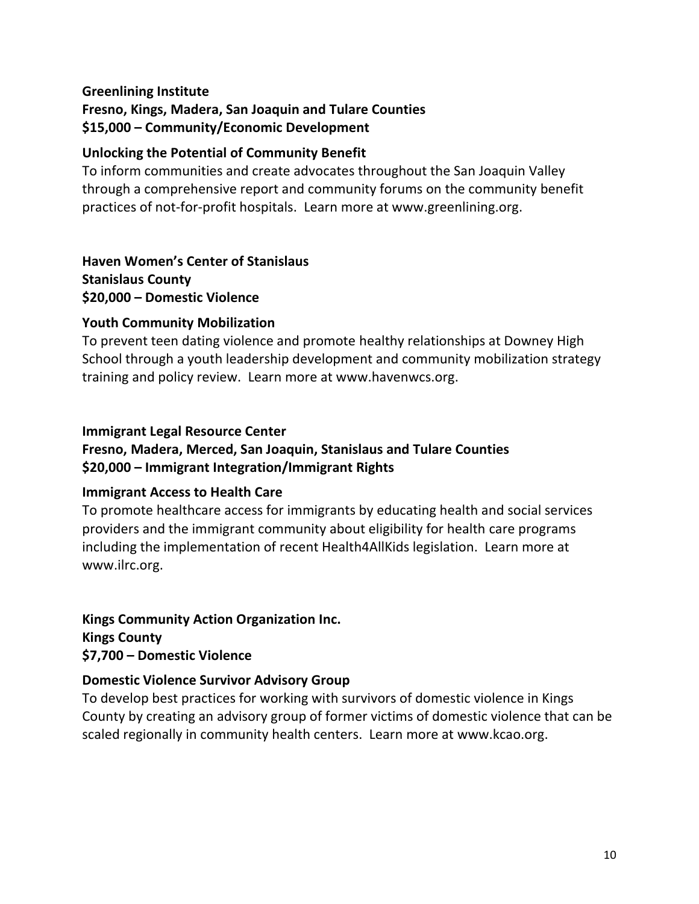**Greenlining Institute**
**Fresno, Kings, Madera, San Joaquin and Tulare Counties**
**$15,000 – Community/Economic Development**

**Unlocking the Potential of Community Benefit**

To inform communities and create advocates throughout the San Joaquin Valley through a comprehensive report and community forums on the community benefit practices of not-for-profit hospitals. Learn more at www.greenlining.org.

**Haven Women's Center of Stanislaus**
**Stanislaus County**
**$20,000 – Domestic Violence**

**Youth Community Mobilization**

To prevent teen dating violence and promote healthy relationships at Downey High School through a youth leadership development and community mobilization strategy training and policy review. Learn more at www.havenwcs.org.

**Immigrant Legal Resource Center**
**Fresno, Madera, Merced, San Joaquin, Stanislaus and Tulare Counties**
**$20,000 – Immigrant Integration/Immigrant Rights**

**Immigrant Access to Health Care**

To promote healthcare access for immigrants by educating health and social services providers and the immigrant community about eligibility for health care programs including the implementation of recent Health4AllKids legislation. Learn more at www.ilrc.org.

**Kings Community Action Organization Inc.**
**Kings County**
**$7,700 – Domestic Violence**

**Domestic Violence Survivor Advisory Group**

To develop best practices for working with survivors of domestic violence in Kings County by creating an advisory group of former victims of domestic violence that can be scaled regionally in community health centers. Learn more at www.kcao.org.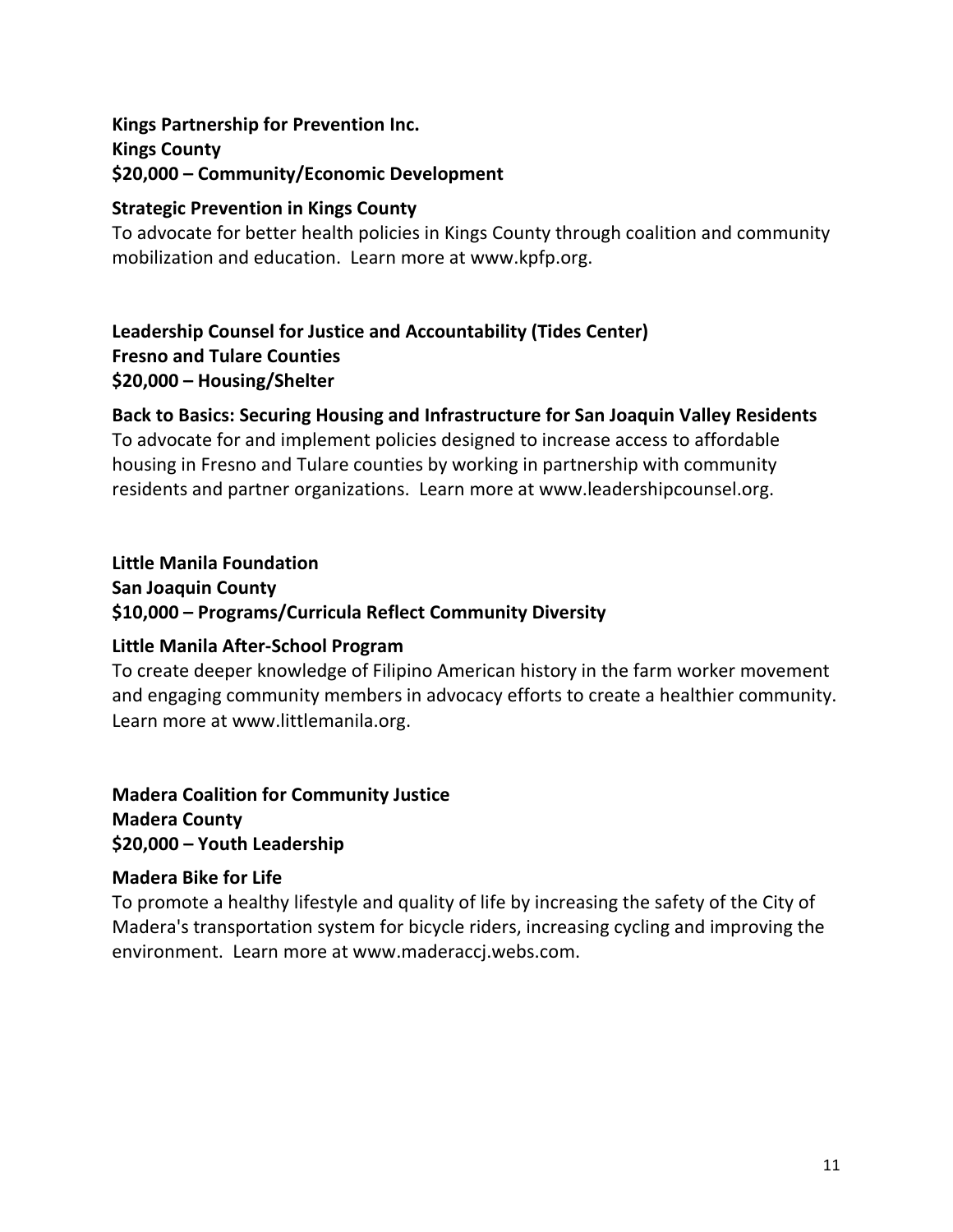**Kings Partnership for Prevention Inc.**
**Kings County**
**$20,000 – Community/Economic Development**

**Strategic Prevention in Kings County**
To advocate for better health policies in Kings County through coalition and community mobilization and education. Learn more at www.kpfp.org.

**Leadership Counsel for Justice and Accountability (Tides Center)**
**Fresno and Tulare Counties**
**$20,000 – Housing/Shelter**

**Back to Basics: Securing Housing and Infrastructure for San Joaquin Valley Residents**
To advocate for and implement policies designed to increase access to affordable housing in Fresno and Tulare counties by working in partnership with community residents and partner organizations. Learn more at www.leadershipcounsel.org.

**Little Manila Foundation**
**San Joaquin County**
**$10,000 – Programs/Curricula Reflect Community Diversity**

**Little Manila After-School Program**
To create deeper knowledge of Filipino American history in the farm worker movement and engaging community members in advocacy efforts to create a healthier community. Learn more at www.littlemanila.org.

**Madera Coalition for Community Justice**
**Madera County**
**$20,000 – Youth Leadership**

**Madera Bike for Life**
To promote a healthy lifestyle and quality of life by increasing the safety of the City of Madera's transportation system for bicycle riders, increasing cycling and improving the environment. Learn more at www.maderaccj.webs.com.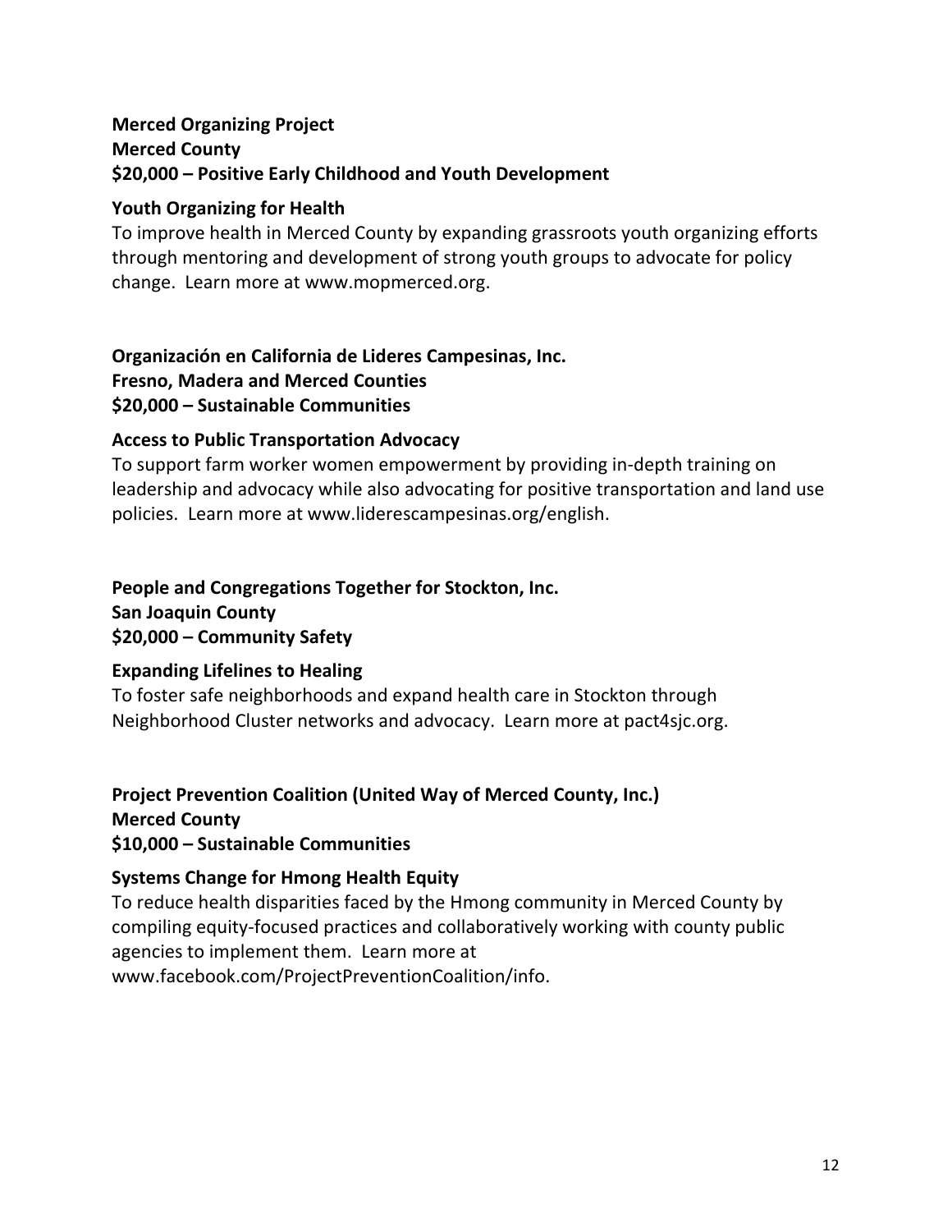**Merced Organizing Project**
**Merced County**
**$20,000 – Positive Early Childhood and Youth Development**

**Youth Organizing for Health**
To improve health in Merced County by expanding grassroots youth organizing efforts through mentoring and development of strong youth groups to advocate for policy change. Learn more at www.mopmerced.org.

**Organización en California de Lideres Campesinas, Inc.**
**Fresno, Madera and Merced Counties**
**$20,000 – Sustainable Communities**

**Access to Public Transportation Advocacy**
To support farm worker women empowerment by providing in-depth training on leadership and advocacy while also advocating for positive transportation and land use policies. Learn more at www.liderescampesinas.org/english.

**People and Congregations Together for Stockton, Inc.**
**San Joaquin County**
**$20,000 – Community Safety**

**Expanding Lifelines to Healing**
To foster safe neighborhoods and expand health care in Stockton through Neighborhood Cluster networks and advocacy. Learn more at pact4sjc.org.

**Project Prevention Coalition (United Way of Merced County, Inc.)**
**Merced County**
**$10,000 – Sustainable Communities**

**Systems Change for Hmong Health Equity**
To reduce health disparities faced by the Hmong community in Merced County by compiling equity-focused practices and collaboratively working with county public agencies to implement them. Learn more at www.facebook.com/ProjectPreventionCoalition/info.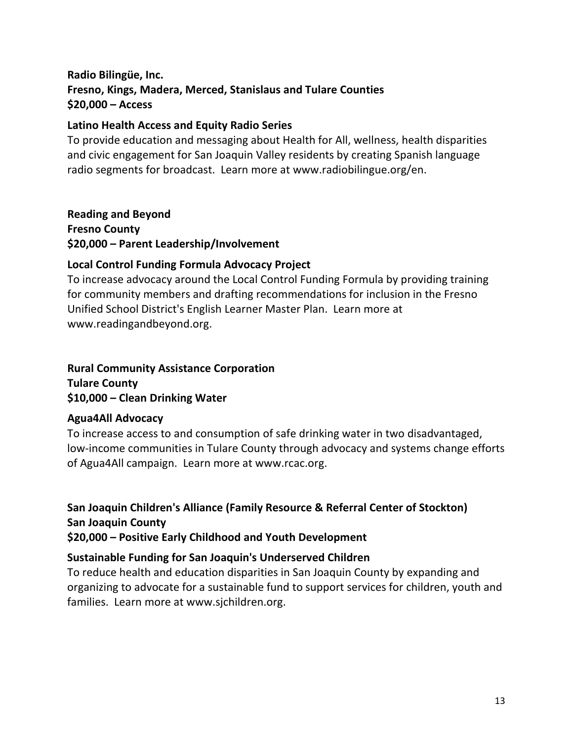**Radio Bilingüe, Inc.**
**Fresno, Kings, Madera, Merced, Stanislaus and Tulare Counties**
**$20,000 – Access**

**Latino Health Access and Equity Radio Series**
To provide education and messaging about Health for All, wellness, health disparities and civic engagement for San Joaquin Valley residents by creating Spanish language radio segments for broadcast. Learn more at www.radiobilingue.org/en.

**Reading and Beyond**
**Fresno County**
**$20,000 – Parent Leadership/Involvement**

**Local Control Funding Formula Advocacy Project**
To increase advocacy around the Local Control Funding Formula by providing training for community members and drafting recommendations for inclusion in the Fresno Unified School District's English Learner Master Plan. Learn more at www.readingandbeyond.org.

**Rural Community Assistance Corporation**
**Tulare County**
**$10,000 – Clean Drinking Water**

**Agua4All Advocacy**
To increase access to and consumption of safe drinking water in two disadvantaged, low-income communities in Tulare County through advocacy and systems change efforts of Agua4All campaign. Learn more at www.rcac.org.

**San Joaquin Children's Alliance (Family Resource & Referral Center of Stockton)**
**San Joaquin County**
**$20,000 – Positive Early Childhood and Youth Development**

**Sustainable Funding for San Joaquin's Underserved Children**
To reduce health and education disparities in San Joaquin County by expanding and organizing to advocate for a sustainable fund to support services for children, youth and families. Learn more at www.sjchildren.org.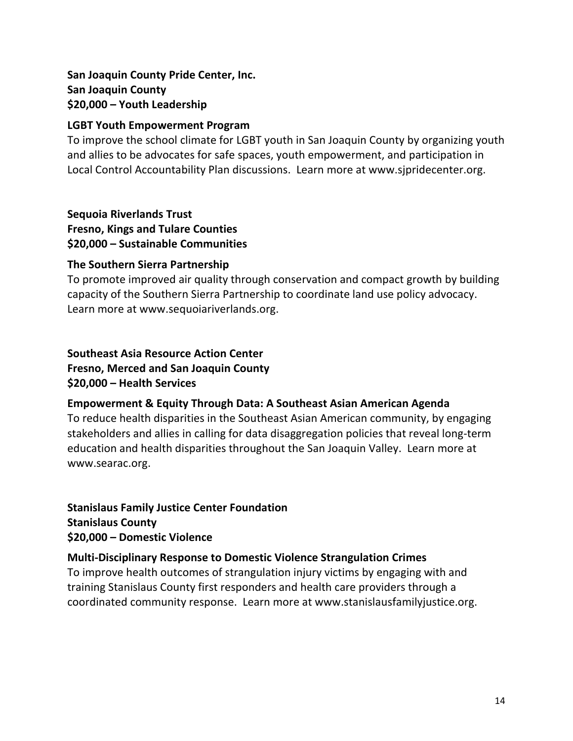**San Joaquin County Pride Center, Inc.**
**San Joaquin County**
**$20,000 – Youth Leadership**

**LGBT Youth Empowerment Program**

To improve the school climate for LGBT youth in San Joaquin County by organizing youth and allies to be advocates for safe spaces, youth empowerment, and participation in Local Control Accountability Plan discussions. Learn more at www.sjpridecenter.org.

**Sequoia Riverlands Trust**
**Fresno, Kings and Tulare Counties**
**$20,000 – Sustainable Communities**

**The Southern Sierra Partnership**

To promote improved air quality through conservation and compact growth by building capacity of the Southern Sierra Partnership to coordinate land use policy advocacy. Learn more at www.sequoiariverlands.org.

**Southeast Asia Resource Action Center**
**Fresno, Merced and San Joaquin County**
**$20,000 – Health Services**

**Empowerment & Equity Through Data: A Southeast Asian American Agenda**

To reduce health disparities in the Southeast Asian American community, by engaging stakeholders and allies in calling for data disaggregation policies that reveal long-term education and health disparities throughout the San Joaquin Valley. Learn more at www.searac.org.

**Stanislaus Family Justice Center Foundation**
**Stanislaus County**
**$20,000 – Domestic Violence**

**Multi-Disciplinary Response to Domestic Violence Strangulation Crimes**

To improve health outcomes of strangulation injury victims by engaging with and training Stanislaus County first responders and health care providers through a coordinated community response. Learn more at www.stanislausfamilyjustice.org.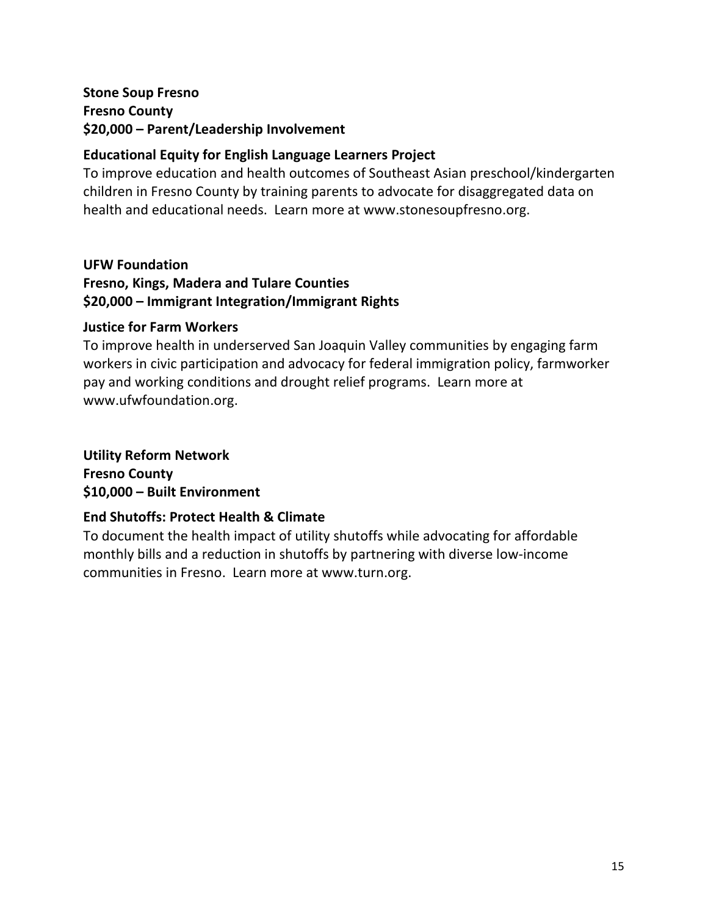**Stone Soup Fresno**
**Fresno County**
**$20,000 – Parent/Leadership Involvement**

**Educational Equity for English Language Learners Project**
To improve education and health outcomes of Southeast Asian preschool/kindergarten children in Fresno County by training parents to advocate for disaggregated data on health and educational needs. Learn more at www.stonesoupfresno.org.

**UFW Foundation**
**Fresno, Kings, Madera and Tulare Counties**
**$20,000 – Immigrant Integration/Immigrant Rights**

**Justice for Farm Workers**
To improve health in underserved San Joaquin Valley communities by engaging farm workers in civic participation and advocacy for federal immigration policy, farmworker pay and working conditions and drought relief programs. Learn more at www.ufwfoundation.org.

**Utility Reform Network**
**Fresno County**
**$10,000 – Built Environment**

**End Shutoffs: Protect Health & Climate**
To document the health impact of utility shutoffs while advocating for affordable monthly bills and a reduction in shutoffs by partnering with diverse low-income communities in Fresno. Learn more at www.turn.org.